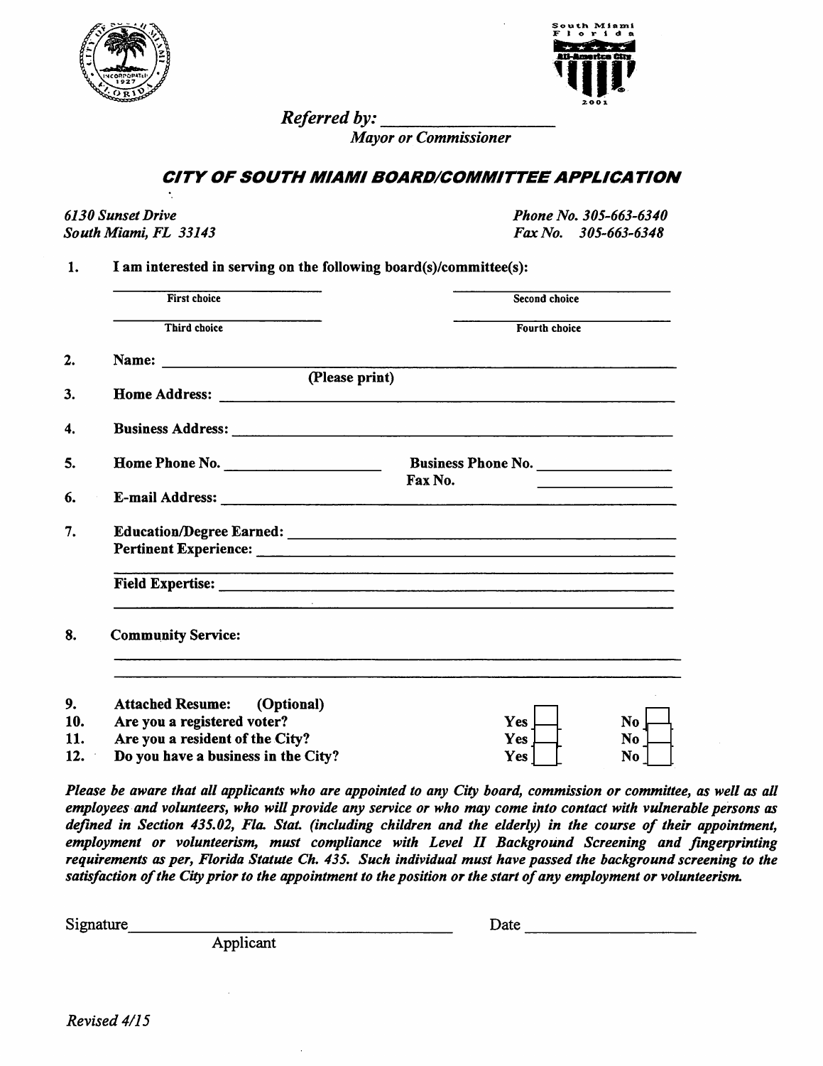*Referred by:* ___________________
*Mayor or Commissioner*

## *CITY OF SOUTH MIAMI BOARD/COMMITTEE APPLICATION*

*6130 Sunset Drive*
*South Miami, FL 33143*

*Phone No. 305-663-6340*
*Fax No. 305-663-6348*

**1. I am interested in serving on the following board(s)/committee(s):**

| | |
|---|---|
| ___________________ First choice | ___________________ Second choice |
| ___________________ Third choice | ___________________ Fourth choice |

**2. Name:** ___________________________________________
(Please print)

**3. Home Address:** ___________________________________________

**4. Business Address:** ___________________________________________

**5. Home Phone No.** ___________________ **Business Phone No.** ___________________
**Fax No.** ___________________

**6. E-mail Address:** ___________________________________________

**7. Education/Degree Earned:** ___________________________________________
**Pertinent Experience:** ___________________________________________

**Field Expertise:** ___________________________________________

**8. Community Service:**

___________________________________________

**9. Attached Resume: (Optional)**

| | | |
|---|---|---|
| **10. Are you a registered voter?** | Yes ☐ | No ☐ |
| **11. Are you a resident of the City?** | Yes ☐ | No ☐ |
| **12. Do you have a business in the City?** | Yes ☐ | No ☐ |

***Please be aware that all applicants who are appointed to any City board, commission or committee, as well as all employees and volunteers, who will provide any service or who may come into contact with vulnerable persons as defined in Section 435.02, Fla. Stat. (including children and the elderly) in the course of their appointment, employment or volunteerism, must compliance with Level II Background Screening and fingerprinting requirements as per, Florida Statute Ch. 435. Such individual must have passed the background screening to the satisfaction of the City prior to the appointment to the position or the start of any employment or volunteerism.***

Signature___________________________ Date ___________________
Applicant

*Revised 4/15*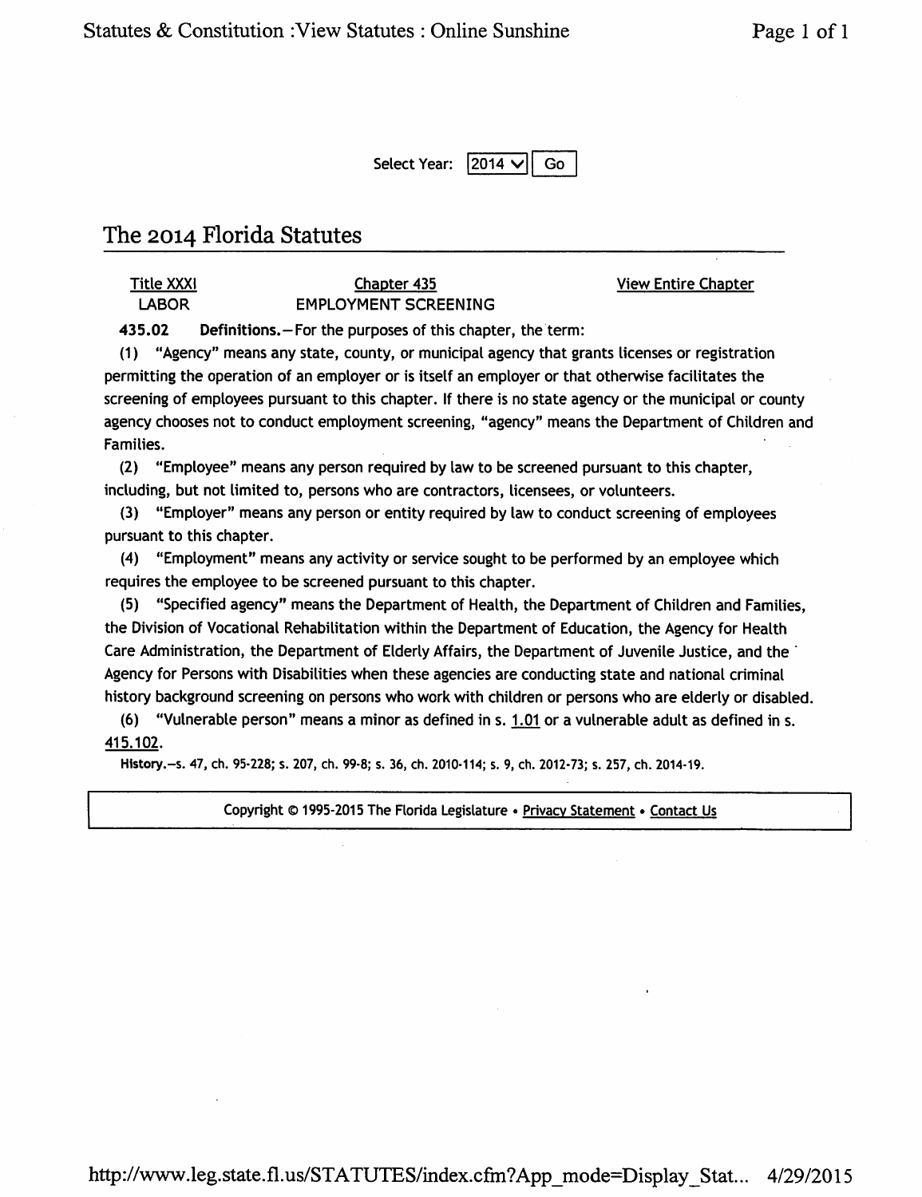Select Year: 2014 Go

## The 2014 Florida Statutes

| | | |
|---|---|---|
| Title XXXI LABOR | Chapter 435 EMPLOYMENT SCREENING | View Entire Chapter |

**435.02** **Definitions.**—For the purposes of this chapter, the term:

(1) "Agency" means any state, county, or municipal agency that grants licenses or registration permitting the operation of an employer or is itself an employer or that otherwise facilitates the screening of employees pursuant to this chapter. If there is no state agency or the municipal or county agency chooses not to conduct employment screening, "agency" means the Department of Children and Families.

(2) "Employee" means any person required by law to be screened pursuant to this chapter, including, but not limited to, persons who are contractors, licensees, or volunteers.

(3) "Employer" means any person or entity required by law to conduct screening of employees pursuant to this chapter.

(4) "Employment" means any activity or service sought to be performed by an employee which requires the employee to be screened pursuant to this chapter.

(5) "Specified agency" means the Department of Health, the Department of Children and Families, the Division of Vocational Rehabilitation within the Department of Education, the Agency for Health Care Administration, the Department of Elderly Affairs, the Department of Juvenile Justice, and the Agency for Persons with Disabilities when these agencies are conducting state and national criminal history background screening on persons who work with children or persons who are elderly or disabled.

(6) "Vulnerable person" means a minor as defined in s. 1.01 or a vulnerable adult as defined in s. 415.102.

**History.**—s. 47, ch. 95-228; s. 207, ch. 99-8; s. 36, ch. 2010-114; s. 9, ch. 2012-73; s. 257, ch. 2014-19.

Copyright © 1995-2015 The Florida Legislature • Privacy Statement • Contact Us